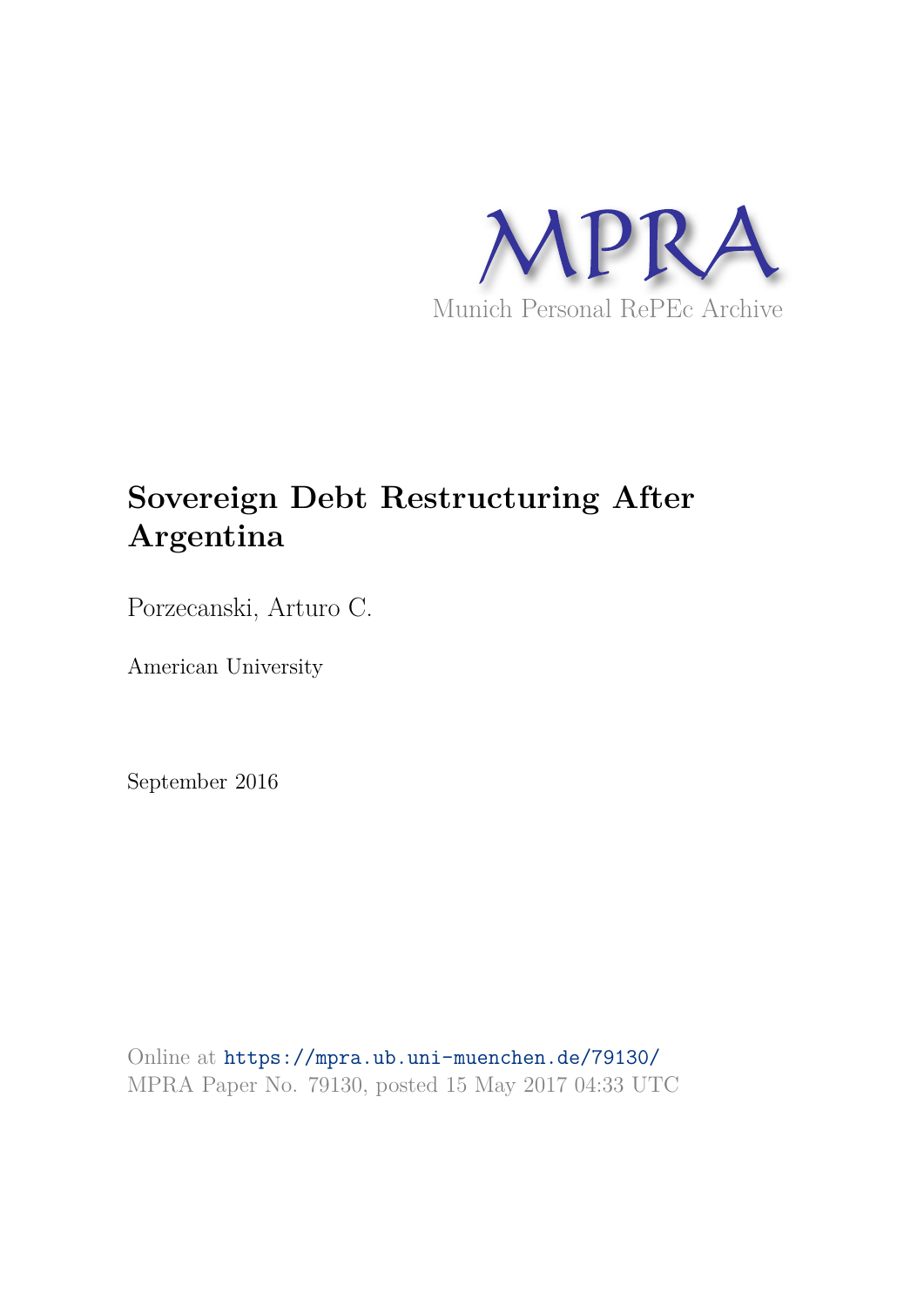MPRA

Munich Personal RePEc Archive

# Sovereign Debt Restructuring After Argentina

Porzecanski, Arturo C.

American University

September 2016

Online at https://mpra.ub.uni-muenchen.de/79130/
MPRA Paper No. 79130, posted 15 May 2017 04:33 UTC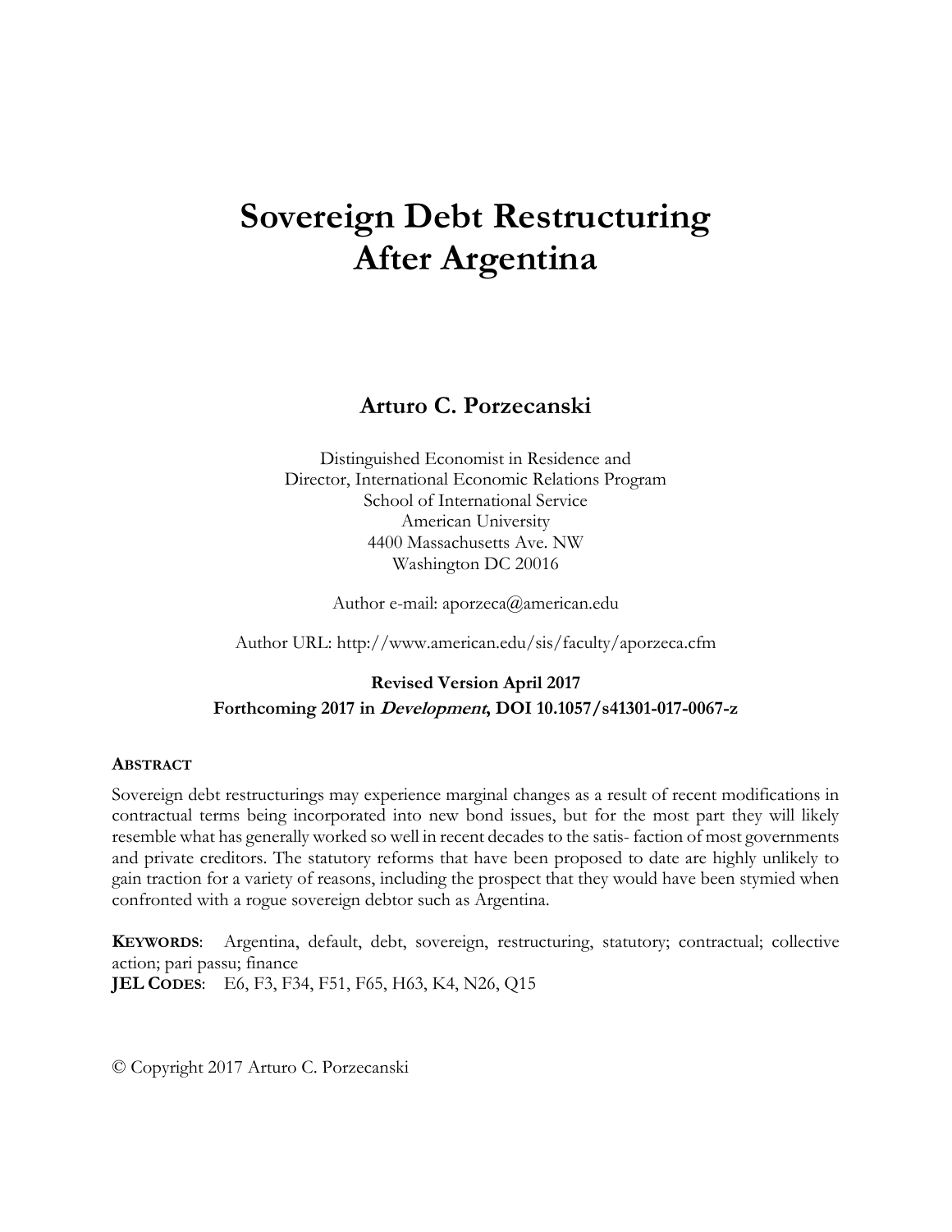# Sovereign Debt Restructuring After Argentina

**Arturo C. Porzecanski**

Distinguished Economist in Residence and
Director, International Economic Relations Program
School of International Service
American University
4400 Massachusetts Ave. NW
Washington DC 20016

Author e-mail: aporzeca@american.edu

Author URL: http://www.american.edu/sis/faculty/aporzeca.cfm

**Revised Version April 2017**
**Forthcoming 2017 in *Development*, DOI 10.1057/s41301-017-0067-z**

**ABSTRACT**

Sovereign debt restructurings may experience marginal changes as a result of recent modifications in contractual terms being incorporated into new bond issues, but for the most part they will likely resemble what has generally worked so well in recent decades to the satis- faction of most governments and private creditors. The statutory reforms that have been proposed to date are highly unlikely to gain traction for a variety of reasons, including the prospect that they would have been stymied when confronted with a rogue sovereign debtor such as Argentina.

**KEYWORDS**: Argentina, default, debt, sovereign, restructuring, statutory; contractual; collective action; pari passu; finance
**JEL CODES**: E6, F3, F34, F51, F65, H63, K4, N26, Q15

© Copyright 2017 Arturo C. Porzecanski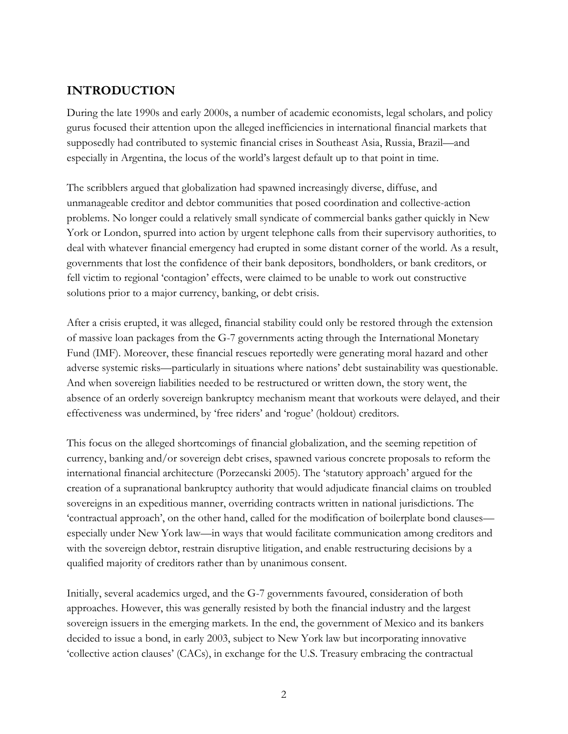## INTRODUCTION

During the late 1990s and early 2000s, a number of academic economists, legal scholars, and policy gurus focused their attention upon the alleged inefficiencies in international financial markets that supposedly had contributed to systemic financial crises in Southeast Asia, Russia, Brazil—and especially in Argentina, the locus of the world's largest default up to that point in time.

The scribblers argued that globalization had spawned increasingly diverse, diffuse, and unmanageable creditor and debtor communities that posed coordination and collective-action problems. No longer could a relatively small syndicate of commercial banks gather quickly in New York or London, spurred into action by urgent telephone calls from their supervisory authorities, to deal with whatever financial emergency had erupted in some distant corner of the world. As a result, governments that lost the confidence of their bank depositors, bondholders, or bank creditors, or fell victim to regional 'contagion' effects, were claimed to be unable to work out constructive solutions prior to a major currency, banking, or debt crisis.

After a crisis erupted, it was alleged, financial stability could only be restored through the extension of massive loan packages from the G-7 governments acting through the International Monetary Fund (IMF). Moreover, these financial rescues reportedly were generating moral hazard and other adverse systemic risks—particularly in situations where nations' debt sustainability was questionable. And when sovereign liabilities needed to be restructured or written down, the story went, the absence of an orderly sovereign bankruptcy mechanism meant that workouts were delayed, and their effectiveness was undermined, by 'free riders' and 'rogue' (holdout) creditors.

This focus on the alleged shortcomings of financial globalization, and the seeming repetition of currency, banking and/or sovereign debt crises, spawned various concrete proposals to reform the international financial architecture (Porzecanski 2005). The 'statutory approach' argued for the creation of a supranational bankruptcy authority that would adjudicate financial claims on troubled sovereigns in an expeditious manner, overriding contracts written in national jurisdictions. The 'contractual approach', on the other hand, called for the modification of boilerplate bond clauses—especially under New York law—in ways that would facilitate communication among creditors and with the sovereign debtor, restrain disruptive litigation, and enable restructuring decisions by a qualified majority of creditors rather than by unanimous consent.

Initially, several academics urged, and the G-7 governments favoured, consideration of both approaches. However, this was generally resisted by both the financial industry and the largest sovereign issuers in the emerging markets. In the end, the government of Mexico and its bankers decided to issue a bond, in early 2003, subject to New York law but incorporating innovative 'collective action clauses' (CACs), in exchange for the U.S. Treasury embracing the contractual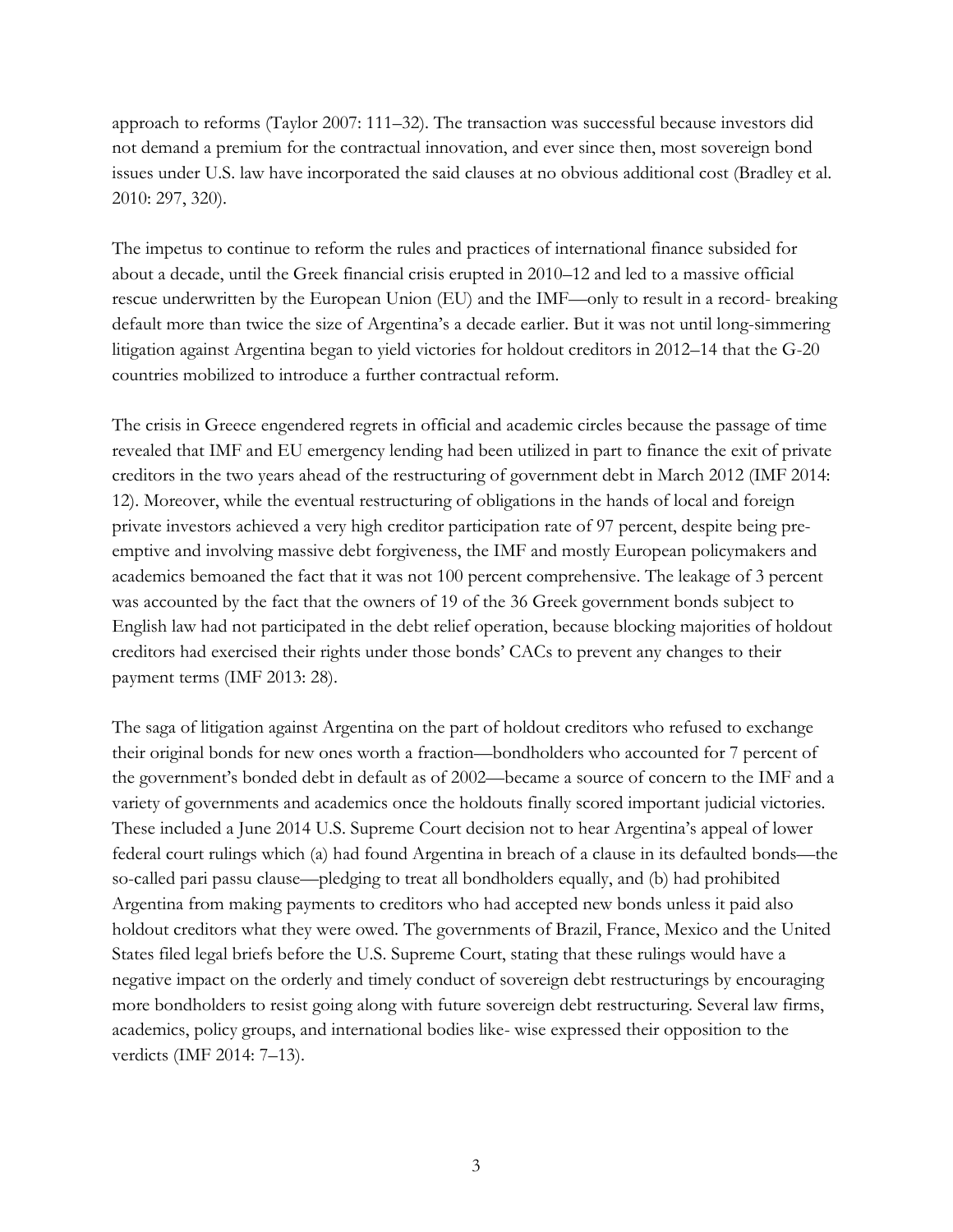approach to reforms (Taylor 2007: 111–32). The transaction was successful because investors did not demand a premium for the contractual innovation, and ever since then, most sovereign bond issues under U.S. law have incorporated the said clauses at no obvious additional cost (Bradley et al. 2010: 297, 320).

The impetus to continue to reform the rules and practices of international finance subsided for about a decade, until the Greek financial crisis erupted in 2010–12 and led to a massive official rescue underwritten by the European Union (EU) and the IMF—only to result in a record- breaking default more than twice the size of Argentina's a decade earlier. But it was not until long-simmering litigation against Argentina began to yield victories for holdout creditors in 2012–14 that the G-20 countries mobilized to introduce a further contractual reform.

The crisis in Greece engendered regrets in official and academic circles because the passage of time revealed that IMF and EU emergency lending had been utilized in part to finance the exit of private creditors in the two years ahead of the restructuring of government debt in March 2012 (IMF 2014: 12). Moreover, while the eventual restructuring of obligations in the hands of local and foreign private investors achieved a very high creditor participation rate of 97 percent, despite being pre-emptive and involving massive debt forgiveness, the IMF and mostly European policymakers and academics bemoaned the fact that it was not 100 percent comprehensive. The leakage of 3 percent was accounted by the fact that the owners of 19 of the 36 Greek government bonds subject to English law had not participated in the debt relief operation, because blocking majorities of holdout creditors had exercised their rights under those bonds' CACs to prevent any changes to their payment terms (IMF 2013: 28).

The saga of litigation against Argentina on the part of holdout creditors who refused to exchange their original bonds for new ones worth a fraction—bondholders who accounted for 7 percent of the government's bonded debt in default as of 2002—became a source of concern to the IMF and a variety of governments and academics once the holdouts finally scored important judicial victories. These included a June 2014 U.S. Supreme Court decision not to hear Argentina's appeal of lower federal court rulings which (a) had found Argentina in breach of a clause in its defaulted bonds—the so-called pari passu clause—pledging to treat all bondholders equally, and (b) had prohibited Argentina from making payments to creditors who had accepted new bonds unless it paid also holdout creditors what they were owed. The governments of Brazil, France, Mexico and the United States filed legal briefs before the U.S. Supreme Court, stating that these rulings would have a negative impact on the orderly and timely conduct of sovereign debt restructurings by encouraging more bondholders to resist going along with future sovereign debt restructuring. Several law firms, academics, policy groups, and international bodies like- wise expressed their opposition to the verdicts (IMF 2014: 7–13).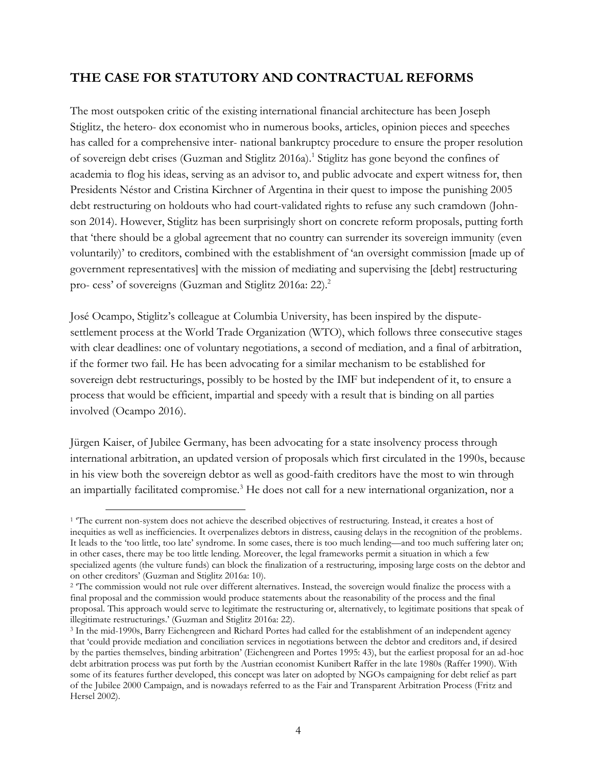## THE CASE FOR STATUTORY AND CONTRACTUAL REFORMS

The most outspoken critic of the existing international financial architecture has been Joseph Stiglitz, the hetero- dox economist who in numerous books, articles, opinion pieces and speeches has called for a comprehensive inter- national bankruptcy procedure to ensure the proper resolution of sovereign debt crises (Guzman and Stiglitz 2016a).[1] Stiglitz has gone beyond the confines of academia to flog his ideas, serving as an advisor to, and public advocate and expert witness for, then Presidents Néstor and Cristina Kirchner of Argentina in their quest to impose the punishing 2005 debt restructuring on holdouts who had court-validated rights to refuse any such cramdown (John- son 2014). However, Stiglitz has been surprisingly short on concrete reform proposals, putting forth that 'there should be a global agreement that no country can surrender its sovereign immunity (even voluntarily)' to creditors, combined with the establishment of 'an oversight commission [made up of government representatives] with the mission of mediating and supervising the [debt] restructuring pro- cess' of sovereigns (Guzman and Stiglitz 2016a: 22).[2]

José Ocampo, Stiglitz's colleague at Columbia University, has been inspired by the dispute-settlement process at the World Trade Organization (WTO), which follows three consecutive stages with clear deadlines: one of voluntary negotiations, a second of mediation, and a final of arbitration, if the former two fail. He has been advocating for a similar mechanism to be established for sovereign debt restructurings, possibly to be hosted by the IMF but independent of it, to ensure a process that would be efficient, impartial and speedy with a result that is binding on all parties involved (Ocampo 2016).

Jürgen Kaiser, of Jubilee Germany, has been advocating for a state insolvency process through international arbitration, an updated version of proposals which first circulated in the 1990s, because in his view both the sovereign debtor as well as good-faith creditors have the most to win through an impartially facilitated compromise.[3] He does not call for a new international organization, nor a

---

[1] 'The current non-system does not achieve the described objectives of restructuring. Instead, it creates a host of inequities as well as inefficiencies. It overpenalizes debtors in distress, causing delays in the recognition of the problems. It leads to the 'too little, too late' syndrome. In some cases, there is too much lending—and too much suffering later on; in other cases, there may be too little lending. Moreover, the legal frameworks permit a situation in which a few specialized agents (the vulture funds) can block the finalization of a restructuring, imposing large costs on the debtor and on other creditors' (Guzman and Stiglitz 2016a: 10).

[2] 'The commission would not rule over different alternatives. Instead, the sovereign would finalize the process with a final proposal and the commission would produce statements about the reasonability of the process and the final proposal. This approach would serve to legitimate the restructuring or, alternatively, to legitimate positions that speak of illegitimate restructurings.' (Guzman and Stiglitz 2016a: 22).

[3] In the mid-1990s, Barry Eichengreen and Richard Portes had called for the establishment of an independent agency that 'could provide mediation and conciliation services in negotiations between the debtor and creditors and, if desired by the parties themselves, binding arbitration' (Eichengreen and Portes 1995: 43), but the earliest proposal for an ad-hoc debt arbitration process was put forth by the Austrian economist Kunibert Raffer in the late 1980s (Raffer 1990). With some of its features further developed, this concept was later on adopted by NGOs campaigning for debt relief as part of the Jubilee 2000 Campaign, and is nowadays referred to as the Fair and Transparent Arbitration Process (Fritz and Hersel 2002).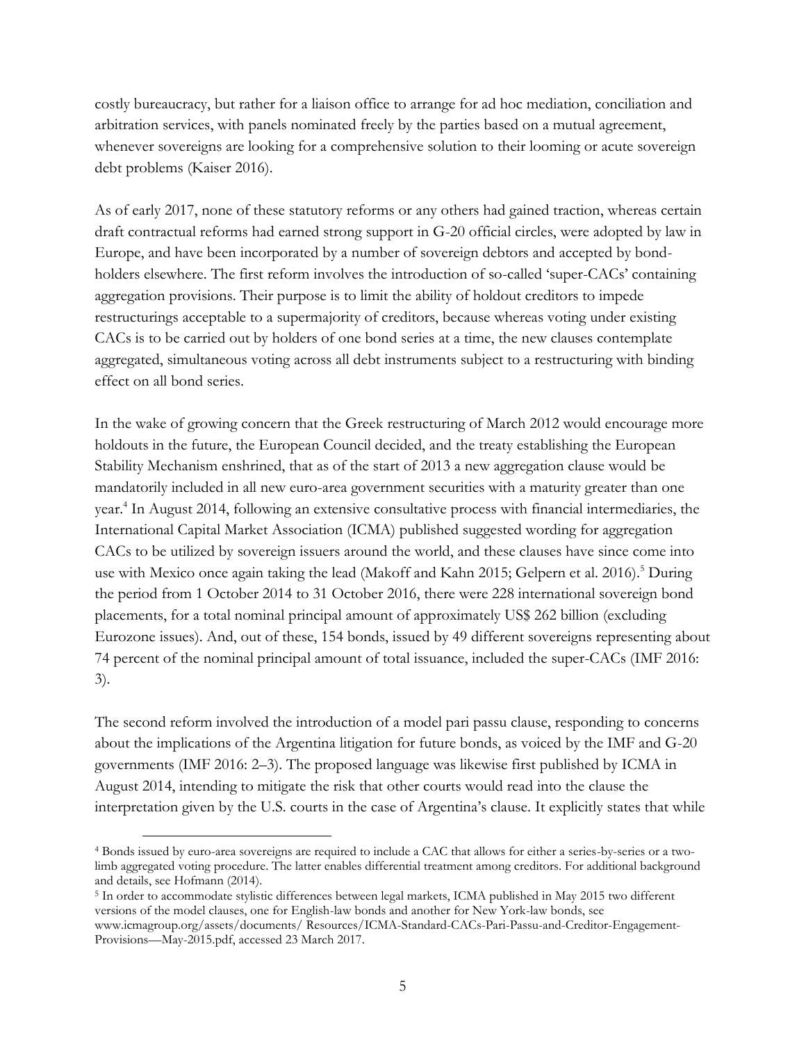costly bureaucracy, but rather for a liaison office to arrange for ad hoc mediation, conciliation and arbitration services, with panels nominated freely by the parties based on a mutual agreement, whenever sovereigns are looking for a comprehensive solution to their looming or acute sovereign debt problems (Kaiser 2016).

As of early 2017, none of these statutory reforms or any others had gained traction, whereas certain draft contractual reforms had earned strong support in G-20 official circles, were adopted by law in Europe, and have been incorporated by a number of sovereign debtors and accepted by bond-holders elsewhere. The first reform involves the introduction of so-called 'super-CACs' containing aggregation provisions. Their purpose is to limit the ability of holdout creditors to impede restructurings acceptable to a supermajority of creditors, because whereas voting under existing CACs is to be carried out by holders of one bond series at a time, the new clauses contemplate aggregated, simultaneous voting across all debt instruments subject to a restructuring with binding effect on all bond series.

In the wake of growing concern that the Greek restructuring of March 2012 would encourage more holdouts in the future, the European Council decided, and the treaty establishing the European Stability Mechanism enshrined, that as of the start of 2013 a new aggregation clause would be mandatorily included in all new euro-area government securities with a maturity greater than one year.[4] In August 2014, following an extensive consultative process with financial intermediaries, the International Capital Market Association (ICMA) published suggested wording for aggregation CACs to be utilized by sovereign issuers around the world, and these clauses have since come into use with Mexico once again taking the lead (Makoff and Kahn 2015; Gelpern et al. 2016).[5] During the period from 1 October 2014 to 31 October 2016, there were 228 international sovereign bond placements, for a total nominal principal amount of approximately US$ 262 billion (excluding Eurozone issues). And, out of these, 154 bonds, issued by 49 different sovereigns representing about 74 percent of the nominal principal amount of total issuance, included the super-CACs (IMF 2016: 3).

The second reform involved the introduction of a model pari passu clause, responding to concerns about the implications of the Argentina litigation for future bonds, as voiced by the IMF and G-20 governments (IMF 2016: 2–3). The proposed language was likewise first published by ICMA in August 2014, intending to mitigate the risk that other courts would read into the clause the interpretation given by the U.S. courts in the case of Argentina's clause. It explicitly states that while

---

[4] Bonds issued by euro-area sovereigns are required to include a CAC that allows for either a series-by-series or a two-limb aggregated voting procedure. The latter enables differential treatment among creditors. For additional background and details, see Hofmann (2014).

[5] In order to accommodate stylistic differences between legal markets, ICMA published in May 2015 two different versions of the model clauses, one for English-law bonds and another for New York-law bonds, see www.icmagroup.org/assets/documents/ Resources/ICMA-Standard-CACs-Pari-Passu-and-Creditor-Engagement-Provisions—May-2015.pdf, accessed 23 March 2017.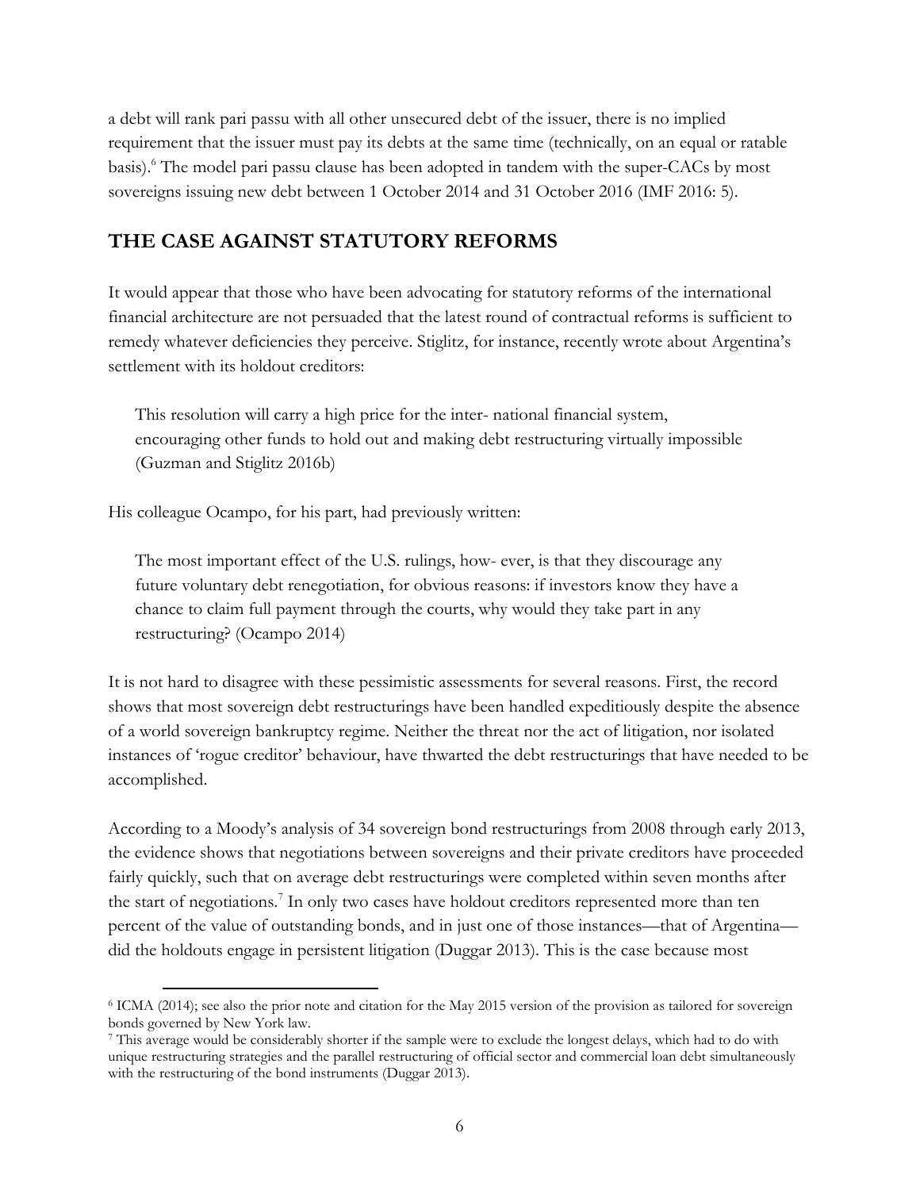a debt will rank pari passu with all other unsecured debt of the issuer, there is no implied requirement that the issuer must pay its debts at the same time (technically, on an equal or ratable basis).[6] The model pari passu clause has been adopted in tandem with the super-CACs by most sovereigns issuing new debt between 1 October 2014 and 31 October 2016 (IMF 2016: 5).

## THE CASE AGAINST STATUTORY REFORMS

It would appear that those who have been advocating for statutory reforms of the international financial architecture are not persuaded that the latest round of contractual reforms is sufficient to remedy whatever deficiencies they perceive. Stiglitz, for instance, recently wrote about Argentina's settlement with its holdout creditors:

> This resolution will carry a high price for the inter- national financial system, encouraging other funds to hold out and making debt restructuring virtually impossible (Guzman and Stiglitz 2016b)

His colleague Ocampo, for his part, had previously written:

> The most important effect of the U.S. rulings, how- ever, is that they discourage any future voluntary debt renegotiation, for obvious reasons: if investors know they have a chance to claim full payment through the courts, why would they take part in any restructuring? (Ocampo 2014)

It is not hard to disagree with these pessimistic assessments for several reasons. First, the record shows that most sovereign debt restructurings have been handled expeditiously despite the absence of a world sovereign bankruptcy regime. Neither the threat nor the act of litigation, nor isolated instances of 'rogue creditor' behaviour, have thwarted the debt restructurings that have needed to be accomplished.

According to a Moody's analysis of 34 sovereign bond restructurings from 2008 through early 2013, the evidence shows that negotiations between sovereigns and their private creditors have proceeded fairly quickly, such that on average debt restructurings were completed within seven months after the start of negotiations.[7] In only two cases have holdout creditors represented more than ten percent of the value of outstanding bonds, and in just one of those instances—that of Argentina—did the holdouts engage in persistent litigation (Duggar 2013). This is the case because most

[6] ICMA (2014); see also the prior note and citation for the May 2015 version of the provision as tailored for sovereign bonds governed by New York law.

[7] This average would be considerably shorter if the sample were to exclude the longest delays, which had to do with unique restructuring strategies and the parallel restructuring of official sector and commercial loan debt simultaneously with the restructuring of the bond instruments (Duggar 2013).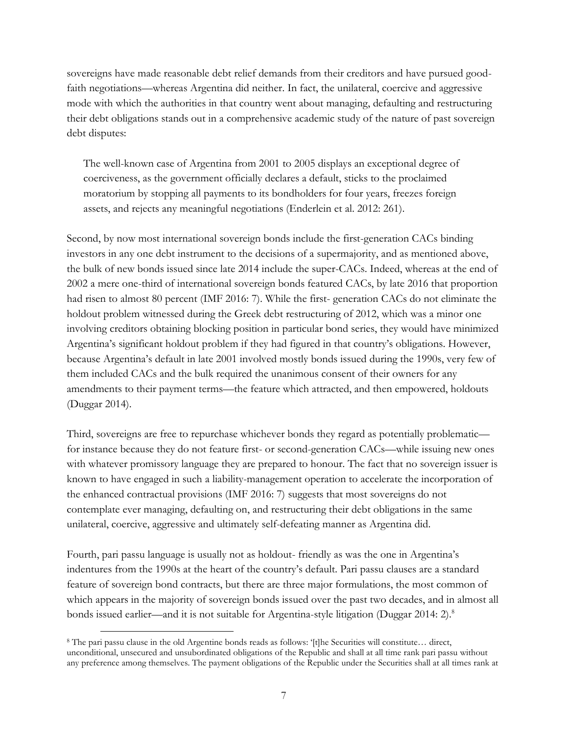sovereigns have made reasonable debt relief demands from their creditors and have pursued good-faith negotiations—whereas Argentina did neither. In fact, the unilateral, coercive and aggressive mode with which the authorities in that country went about managing, defaulting and restructuring their debt obligations stands out in a comprehensive academic study of the nature of past sovereign debt disputes:

> The well-known case of Argentina from 2001 to 2005 displays an exceptional degree of coerciveness, as the government officially declares a default, sticks to the proclaimed moratorium by stopping all payments to its bondholders for four years, freezes foreign assets, and rejects any meaningful negotiations (Enderlein et al. 2012: 261).

Second, by now most international sovereign bonds include the first-generation CACs binding investors in any one debt instrument to the decisions of a supermajority, and as mentioned above, the bulk of new bonds issued since late 2014 include the super-CACs. Indeed, whereas at the end of 2002 a mere one-third of international sovereign bonds featured CACs, by late 2016 that proportion had risen to almost 80 percent (IMF 2016: 7). While the first- generation CACs do not eliminate the holdout problem witnessed during the Greek debt restructuring of 2012, which was a minor one involving creditors obtaining blocking position in particular bond series, they would have minimized Argentina's significant holdout problem if they had figured in that country's obligations. However, because Argentina's default in late 2001 involved mostly bonds issued during the 1990s, very few of them included CACs and the bulk required the unanimous consent of their owners for any amendments to their payment terms—the feature which attracted, and then empowered, holdouts (Duggar 2014).

Third, sovereigns are free to repurchase whichever bonds they regard as potentially problematic—for instance because they do not feature first- or second-generation CACs—while issuing new ones with whatever promissory language they are prepared to honour. The fact that no sovereign issuer is known to have engaged in such a liability-management operation to accelerate the incorporation of the enhanced contractual provisions (IMF 2016: 7) suggests that most sovereigns do not contemplate ever managing, defaulting on, and restructuring their debt obligations in the same unilateral, coercive, aggressive and ultimately self-defeating manner as Argentina did.

Fourth, pari passu language is usually not as holdout- friendly as was the one in Argentina's indentures from the 1990s at the heart of the country's default. Pari passu clauses are a standard feature of sovereign bond contracts, but there are three major formulations, the most common of which appears in the majority of sovereign bonds issued over the past two decades, and in almost all bonds issued earlier—and it is not suitable for Argentina-style litigation (Duggar 2014: 2).[8]

[8] The pari passu clause in the old Argentine bonds reads as follows: '[t]he Securities will constitute… direct, unconditional, unsecured and unsubordinated obligations of the Republic and shall at all time rank pari passu without any preference among themselves. The payment obligations of the Republic under the Securities shall at all times rank at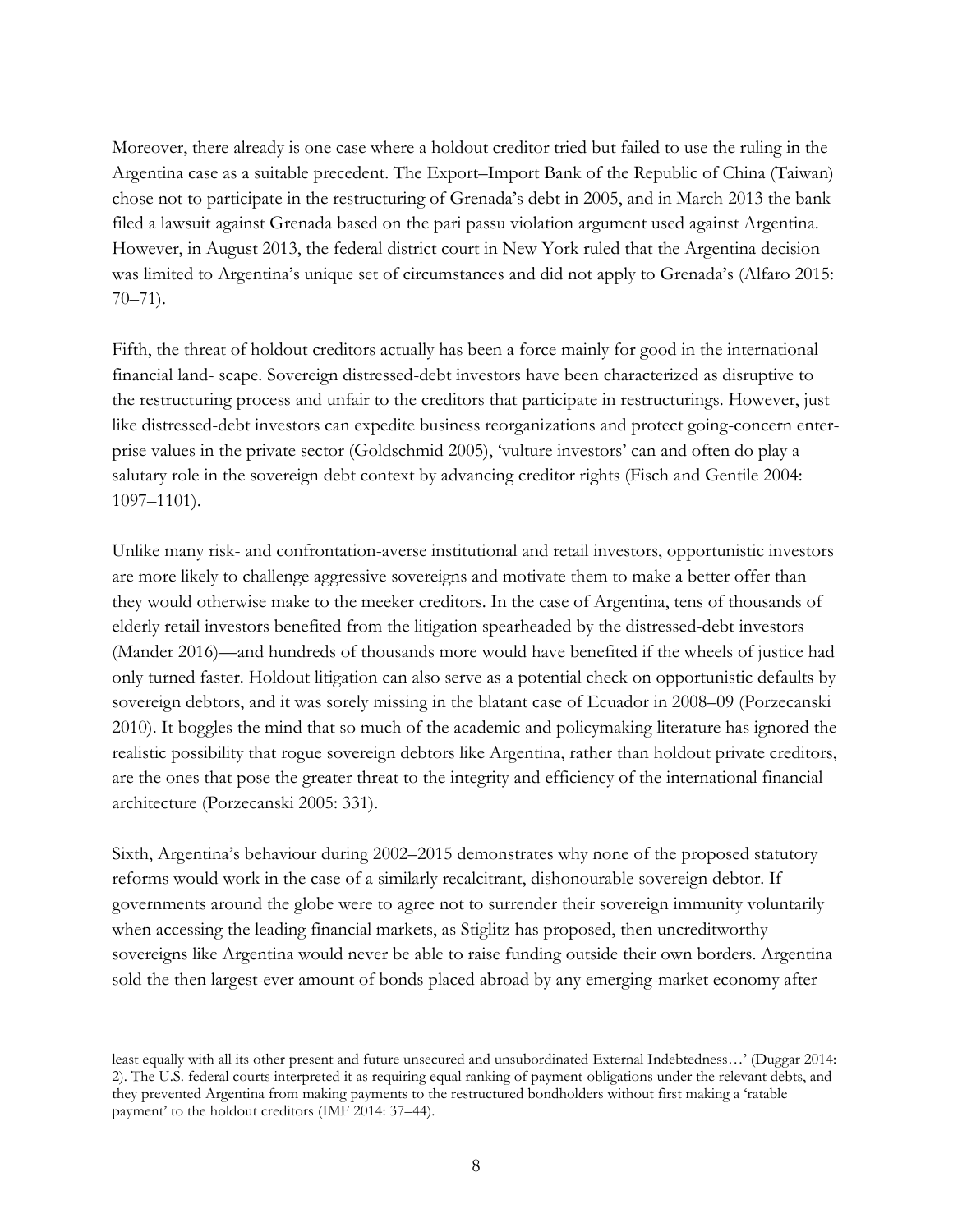Moreover, there already is one case where a holdout creditor tried but failed to use the ruling in the Argentina case as a suitable precedent. The Export–Import Bank of the Republic of China (Taiwan) chose not to participate in the restructuring of Grenada's debt in 2005, and in March 2013 the bank filed a lawsuit against Grenada based on the pari passu violation argument used against Argentina. However, in August 2013, the federal district court in New York ruled that the Argentina decision was limited to Argentina's unique set of circumstances and did not apply to Grenada's (Alfaro 2015: 70–71).

Fifth, the threat of holdout creditors actually has been a force mainly for good in the international financial land- scape. Sovereign distressed-debt investors have been characterized as disruptive to the restructuring process and unfair to the creditors that participate in restructurings. However, just like distressed-debt investors can expedite business reorganizations and protect going-concern enterprise values in the private sector (Goldschmid 2005), 'vulture investors' can and often do play a salutary role in the sovereign debt context by advancing creditor rights (Fisch and Gentile 2004: 1097–1101).

Unlike many risk- and confrontation-averse institutional and retail investors, opportunistic investors are more likely to challenge aggressive sovereigns and motivate them to make a better offer than they would otherwise make to the meeker creditors. In the case of Argentina, tens of thousands of elderly retail investors benefited from the litigation spearheaded by the distressed-debt investors (Mander 2016)—and hundreds of thousands more would have benefited if the wheels of justice had only turned faster. Holdout litigation can also serve as a potential check on opportunistic defaults by sovereign debtors, and it was sorely missing in the blatant case of Ecuador in 2008–09 (Porzecanski 2010). It boggles the mind that so much of the academic and policymaking literature has ignored the realistic possibility that rogue sovereign debtors like Argentina, rather than holdout private creditors, are the ones that pose the greater threat to the integrity and efficiency of the international financial architecture (Porzecanski 2005: 331).

Sixth, Argentina's behaviour during 2002–2015 demonstrates why none of the proposed statutory reforms would work in the case of a similarly recalcitrant, dishonourable sovereign debtor. If governments around the globe were to agree not to surrender their sovereign immunity voluntarily when accessing the leading financial markets, as Stiglitz has proposed, then uncreditworthy sovereigns like Argentina would never be able to raise funding outside their own borders. Argentina sold the then largest-ever amount of bonds placed abroad by any emerging-market economy after

least equally with all its other present and future unsecured and unsubordinated External Indebtedness…' (Duggar 2014: 2). The U.S. federal courts interpreted it as requiring equal ranking of payment obligations under the relevant debts, and they prevented Argentina from making payments to the restructured bondholders without first making a 'ratable payment' to the holdout creditors (IMF 2014: 37–44).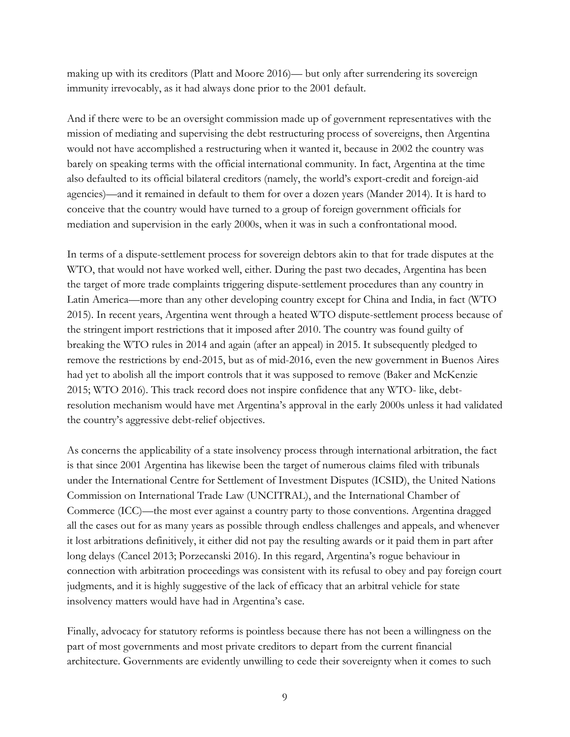making up with its creditors (Platt and Moore 2016)— but only after surrendering its sovereign immunity irrevocably, as it had always done prior to the 2001 default.

And if there were to be an oversight commission made up of government representatives with the mission of mediating and supervising the debt restructuring process of sovereigns, then Argentina would not have accomplished a restructuring when it wanted it, because in 2002 the country was barely on speaking terms with the official international community. In fact, Argentina at the time also defaulted to its official bilateral creditors (namely, the world's export-credit and foreign-aid agencies)—and it remained in default to them for over a dozen years (Mander 2014). It is hard to conceive that the country would have turned to a group of foreign government officials for mediation and supervision in the early 2000s, when it was in such a confrontational mood.

In terms of a dispute-settlement process for sovereign debtors akin to that for trade disputes at the WTO, that would not have worked well, either. During the past two decades, Argentina has been the target of more trade complaints triggering dispute-settlement procedures than any country in Latin America—more than any other developing country except for China and India, in fact (WTO 2015). In recent years, Argentina went through a heated WTO dispute-settlement process because of the stringent import restrictions that it imposed after 2010. The country was found guilty of breaking the WTO rules in 2014 and again (after an appeal) in 2015. It subsequently pledged to remove the restrictions by end-2015, but as of mid-2016, even the new government in Buenos Aires had yet to abolish all the import controls that it was supposed to remove (Baker and McKenzie 2015; WTO 2016). This track record does not inspire confidence that any WTO- like, debt-resolution mechanism would have met Argentina's approval in the early 2000s unless it had validated the country's aggressive debt-relief objectives.

As concerns the applicability of a state insolvency process through international arbitration, the fact is that since 2001 Argentina has likewise been the target of numerous claims filed with tribunals under the International Centre for Settlement of Investment Disputes (ICSID), the United Nations Commission on International Trade Law (UNCITRAL), and the International Chamber of Commerce (ICC)—the most ever against a country party to those conventions. Argentina dragged all the cases out for as many years as possible through endless challenges and appeals, and whenever it lost arbitrations definitively, it either did not pay the resulting awards or it paid them in part after long delays (Cancel 2013; Porzecanski 2016). In this regard, Argentina's rogue behaviour in connection with arbitration proceedings was consistent with its refusal to obey and pay foreign court judgments, and it is highly suggestive of the lack of efficacy that an arbitral vehicle for state insolvency matters would have had in Argentina's case.

Finally, advocacy for statutory reforms is pointless because there has not been a willingness on the part of most governments and most private creditors to depart from the current financial architecture. Governments are evidently unwilling to cede their sovereignty when it comes to such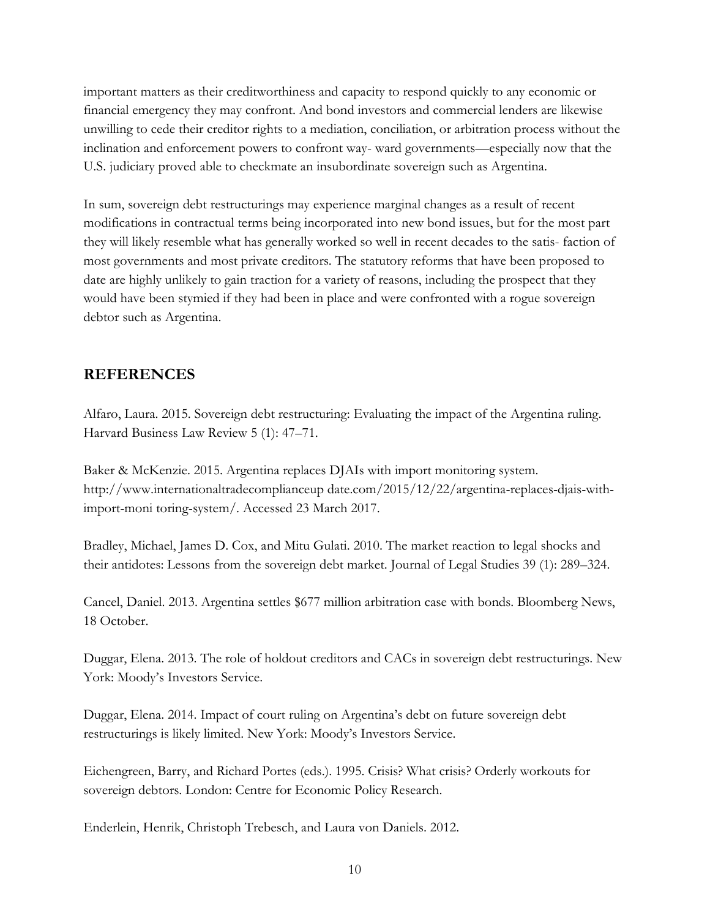important matters as their creditworthiness and capacity to respond quickly to any economic or financial emergency they may confront. And bond investors and commercial lenders are likewise unwilling to cede their creditor rights to a mediation, conciliation, or arbitration process without the inclination and enforcement powers to confront way- ward governments—especially now that the U.S. judiciary proved able to checkmate an insubordinate sovereign such as Argentina.

In sum, sovereign debt restructurings may experience marginal changes as a result of recent modifications in contractual terms being incorporated into new bond issues, but for the most part they will likely resemble what has generally worked so well in recent decades to the satis- faction of most governments and most private creditors. The statutory reforms that have been proposed to date are highly unlikely to gain traction for a variety of reasons, including the prospect that they would have been stymied if they had been in place and were confronted with a rogue sovereign debtor such as Argentina.

## REFERENCES

Alfaro, Laura. 2015. Sovereign debt restructuring: Evaluating the impact of the Argentina ruling. Harvard Business Law Review 5 (1): 47–71.

Baker & McKenzie. 2015. Argentina replaces DJAIs with import monitoring system. http://www.internationaltradecomplianceup date.com/2015/12/22/argentina-replaces-djais-with-import-moni toring-system/. Accessed 23 March 2017.

Bradley, Michael, James D. Cox, and Mitu Gulati. 2010. The market reaction to legal shocks and their antidotes: Lessons from the sovereign debt market. Journal of Legal Studies 39 (1): 289–324.

Cancel, Daniel. 2013. Argentina settles $677 million arbitration case with bonds. Bloomberg News, 18 October.

Duggar, Elena. 2013. The role of holdout creditors and CACs in sovereign debt restructurings. New York: Moody's Investors Service.

Duggar, Elena. 2014. Impact of court ruling on Argentina's debt on future sovereign debt restructurings is likely limited. New York: Moody's Investors Service.

Eichengreen, Barry, and Richard Portes (eds.). 1995. Crisis? What crisis? Orderly workouts for sovereign debtors. London: Centre for Economic Policy Research.

Enderlein, Henrik, Christoph Trebesch, and Laura von Daniels. 2012.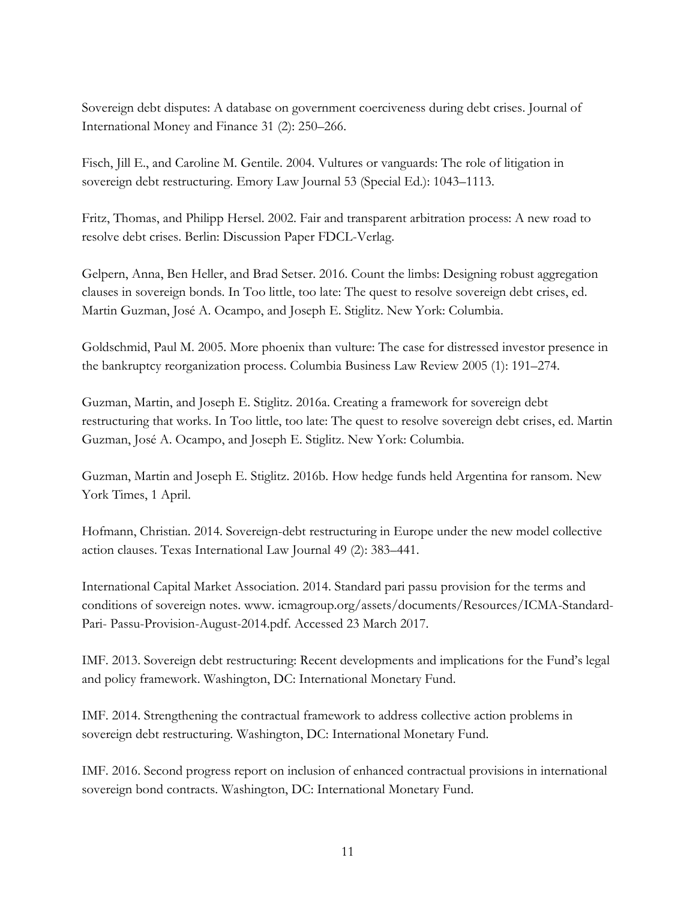Sovereign debt disputes: A database on government coerciveness during debt crises. Journal of International Money and Finance 31 (2): 250–266.

Fisch, Jill E., and Caroline M. Gentile. 2004. Vultures or vanguards: The role of litigation in sovereign debt restructuring. Emory Law Journal 53 (Special Ed.): 1043–1113.

Fritz, Thomas, and Philipp Hersel. 2002. Fair and transparent arbitration process: A new road to resolve debt crises. Berlin: Discussion Paper FDCL-Verlag.

Gelpern, Anna, Ben Heller, and Brad Setser. 2016. Count the limbs: Designing robust aggregation clauses in sovereign bonds. In Too little, too late: The quest to resolve sovereign debt crises, ed. Martin Guzman, José A. Ocampo, and Joseph E. Stiglitz. New York: Columbia.

Goldschmid, Paul M. 2005. More phoenix than vulture: The case for distressed investor presence in the bankruptcy reorganization process. Columbia Business Law Review 2005 (1): 191–274.

Guzman, Martin, and Joseph E. Stiglitz. 2016a. Creating a framework for sovereign debt restructuring that works. In Too little, too late: The quest to resolve sovereign debt crises, ed. Martin Guzman, José A. Ocampo, and Joseph E. Stiglitz. New York: Columbia.

Guzman, Martin and Joseph E. Stiglitz. 2016b. How hedge funds held Argentina for ransom. New York Times, 1 April.

Hofmann, Christian. 2014. Sovereign-debt restructuring in Europe under the new model collective action clauses. Texas International Law Journal 49 (2): 383–441.

International Capital Market Association. 2014. Standard pari passu provision for the terms and conditions of sovereign notes. www. icmagroup.org/assets/documents/Resources/ICMA-Standard-Pari- Passu-Provision-August-2014.pdf. Accessed 23 March 2017.

IMF. 2013. Sovereign debt restructuring: Recent developments and implications for the Fund's legal and policy framework. Washington, DC: International Monetary Fund.

IMF. 2014. Strengthening the contractual framework to address collective action problems in sovereign debt restructuring. Washington, DC: International Monetary Fund.

IMF. 2016. Second progress report on inclusion of enhanced contractual provisions in international sovereign bond contracts. Washington, DC: International Monetary Fund.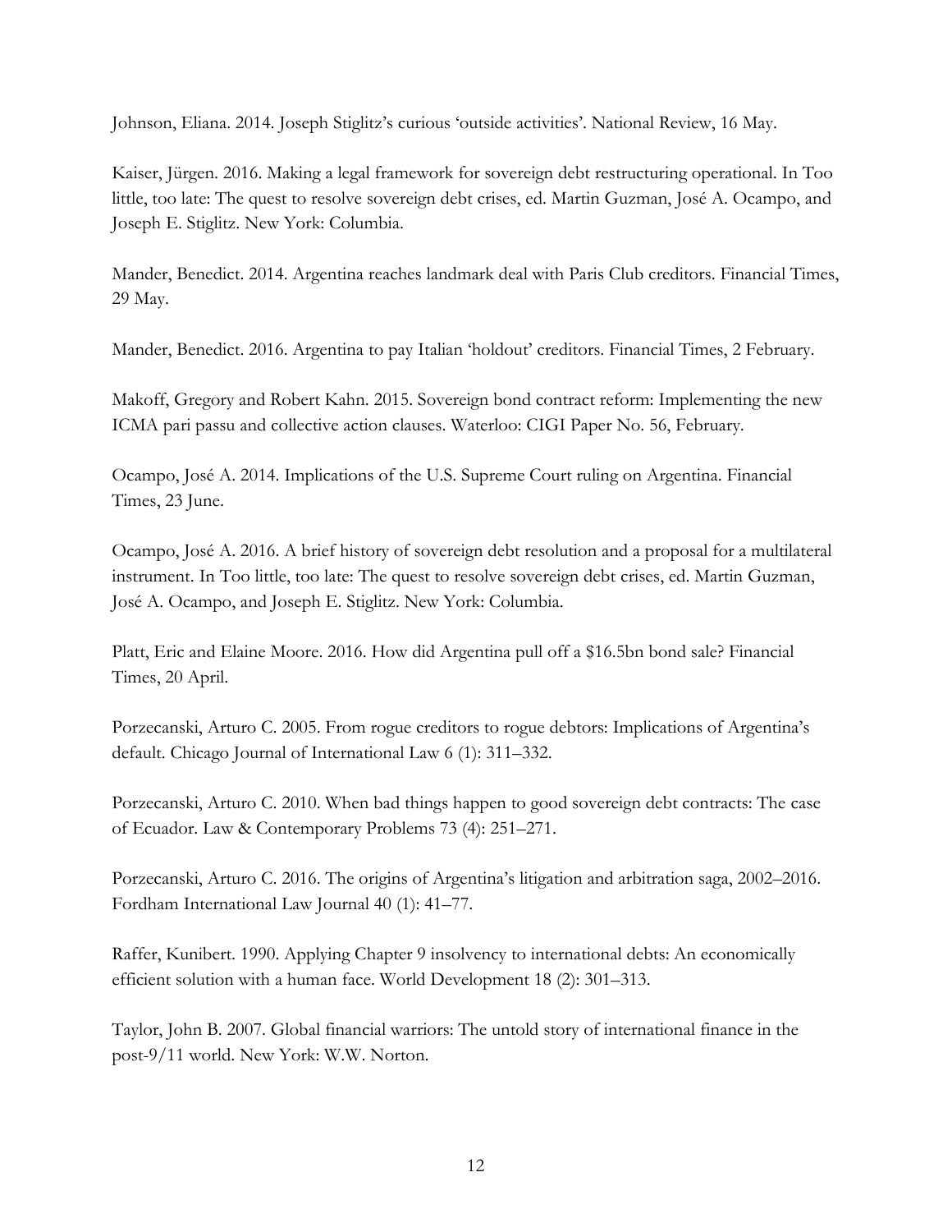Johnson, Eliana. 2014. Joseph Stiglitz's curious 'outside activities'. National Review, 16 May.

Kaiser, Jürgen. 2016. Making a legal framework for sovereign debt restructuring operational. In Too little, too late: The quest to resolve sovereign debt crises, ed. Martin Guzman, José A. Ocampo, and Joseph E. Stiglitz. New York: Columbia.

Mander, Benedict. 2014. Argentina reaches landmark deal with Paris Club creditors. Financial Times, 29 May.

Mander, Benedict. 2016. Argentina to pay Italian 'holdout' creditors. Financial Times, 2 February.

Makoff, Gregory and Robert Kahn. 2015. Sovereign bond contract reform: Implementing the new ICMA pari passu and collective action clauses. Waterloo: CIGI Paper No. 56, February.

Ocampo, José A. 2014. Implications of the U.S. Supreme Court ruling on Argentina. Financial Times, 23 June.

Ocampo, José A. 2016. A brief history of sovereign debt resolution and a proposal for a multilateral instrument. In Too little, too late: The quest to resolve sovereign debt crises, ed. Martin Guzman, José A. Ocampo, and Joseph E. Stiglitz. New York: Columbia.

Platt, Eric and Elaine Moore. 2016. How did Argentina pull off a $16.5bn bond sale? Financial Times, 20 April.

Porzecanski, Arturo C. 2005. From rogue creditors to rogue debtors: Implications of Argentina's default. Chicago Journal of International Law 6 (1): 311–332.

Porzecanski, Arturo C. 2010. When bad things happen to good sovereign debt contracts: The case of Ecuador. Law & Contemporary Problems 73 (4): 251–271.

Porzecanski, Arturo C. 2016. The origins of Argentina's litigation and arbitration saga, 2002–2016. Fordham International Law Journal 40 (1): 41–77.

Raffer, Kunibert. 1990. Applying Chapter 9 insolvency to international debts: An economically efficient solution with a human face. World Development 18 (2): 301–313.

Taylor, John B. 2007. Global financial warriors: The untold story of international finance in the post-9/11 world. New York: W.W. Norton.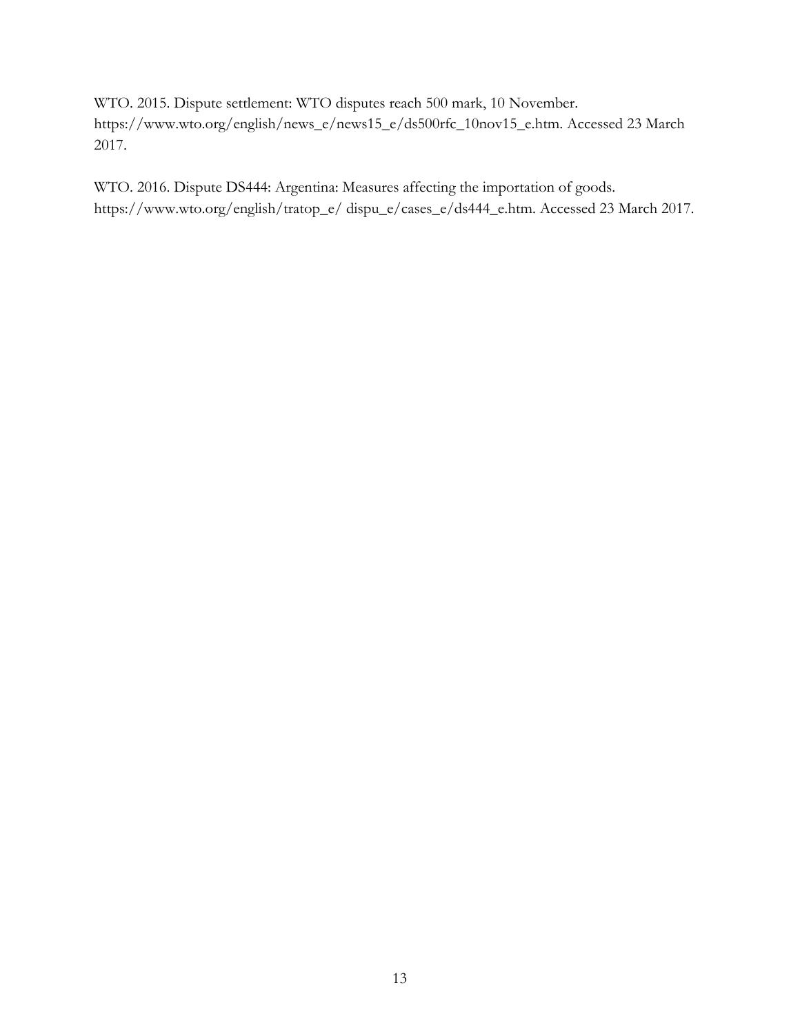WTO. 2015. Dispute settlement: WTO disputes reach 500 mark, 10 November. https://www.wto.org/english/news_e/news15_e/ds500rfc_10nov15_e.htm. Accessed 23 March 2017.

WTO. 2016. Dispute DS444: Argentina: Measures affecting the importation of goods. https://www.wto.org/english/tratop_e/ dispu_e/cases_e/ds444_e.htm. Accessed 23 March 2017.